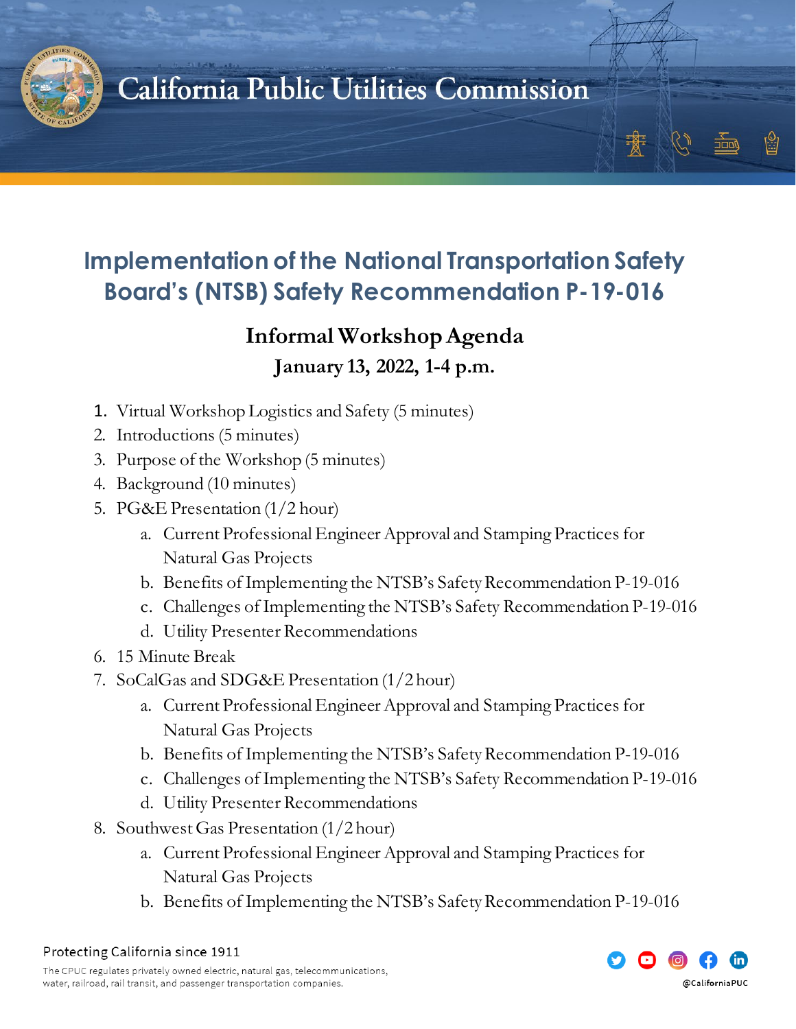# California Public Utilities Commission

## Implementation of the National Transportation Safety Board's (NTSB) Safety Recommendation P-19-016

### Informal Workshop Agenda

**January 13, 2022, 1-4 p.m.**

1. Virtual Workshop Logistics and Safety (5 minutes)
2. Introductions (5 minutes)
3. Purpose of the Workshop (5 minutes)
4. Background (10 minutes)
5. PG&E Presentation (1/2 hour)
   a. Current Professional Engineer Approval and Stamping Practices for Natural Gas Projects
   b. Benefits of Implementing the NTSB's Safety Recommendation P-19-016
   c. Challenges of Implementing the NTSB's Safety Recommendation P-19-016
   d. Utility Presenter Recommendations
6. 15 Minute Break
7. SoCalGas and SDG&E Presentation (1/2 hour)
   a. Current Professional Engineer Approval and Stamping Practices for Natural Gas Projects
   b. Benefits of Implementing the NTSB's Safety Recommendation P-19-016
   c. Challenges of Implementing the NTSB's Safety Recommendation P-19-016
   d. Utility Presenter Recommendations
8. Southwest Gas Presentation (1/2 hour)
   a. Current Professional Engineer Approval and Stamping Practices for Natural Gas Projects
   b. Benefits of Implementing the NTSB's Safety Recommendation P-19-016

Protecting California since 1911

The CPUC regulates privately owned electric, natural gas, telecommunications, water, railroad, rail transit, and passenger transportation companies.

@CaliforniaPUC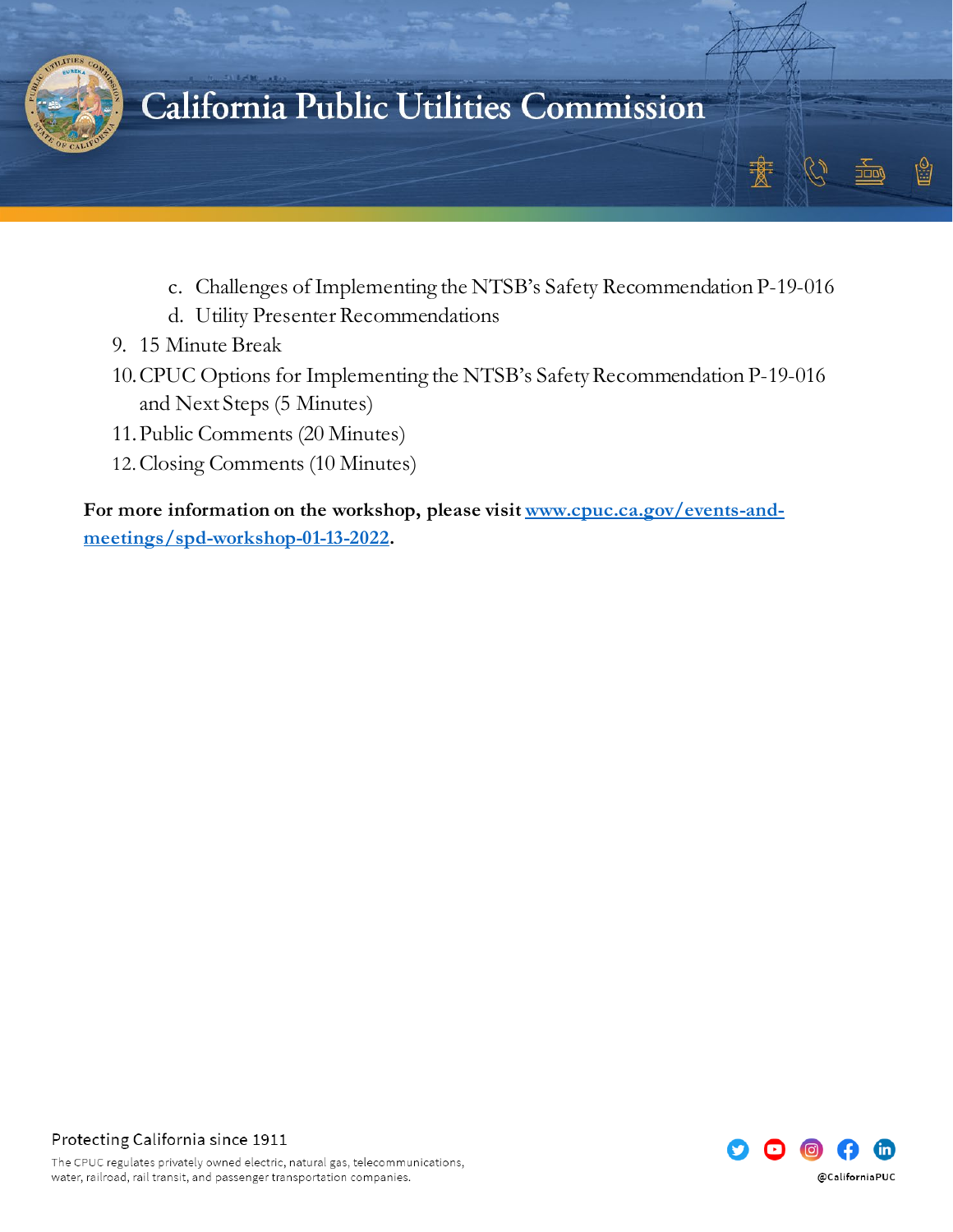c. Challenges of Implementing the NTSB's Safety Recommendation P-19-016
   d. Utility Presenter Recommendations
9. 15 Minute Break
10. CPUC Options for Implementing the NTSB's Safety Recommendation P-19-016 and Next Steps (5 Minutes)
11. Public Comments (20 Minutes)
12. Closing Comments (10 Minutes)

**For more information on the workshop, please visit [www.cpuc.ca.gov/events-and-meetings/spd-workshop-01-13-2022](www.cpuc.ca.gov/events-and-meetings/spd-workshop-01-13-2022).**